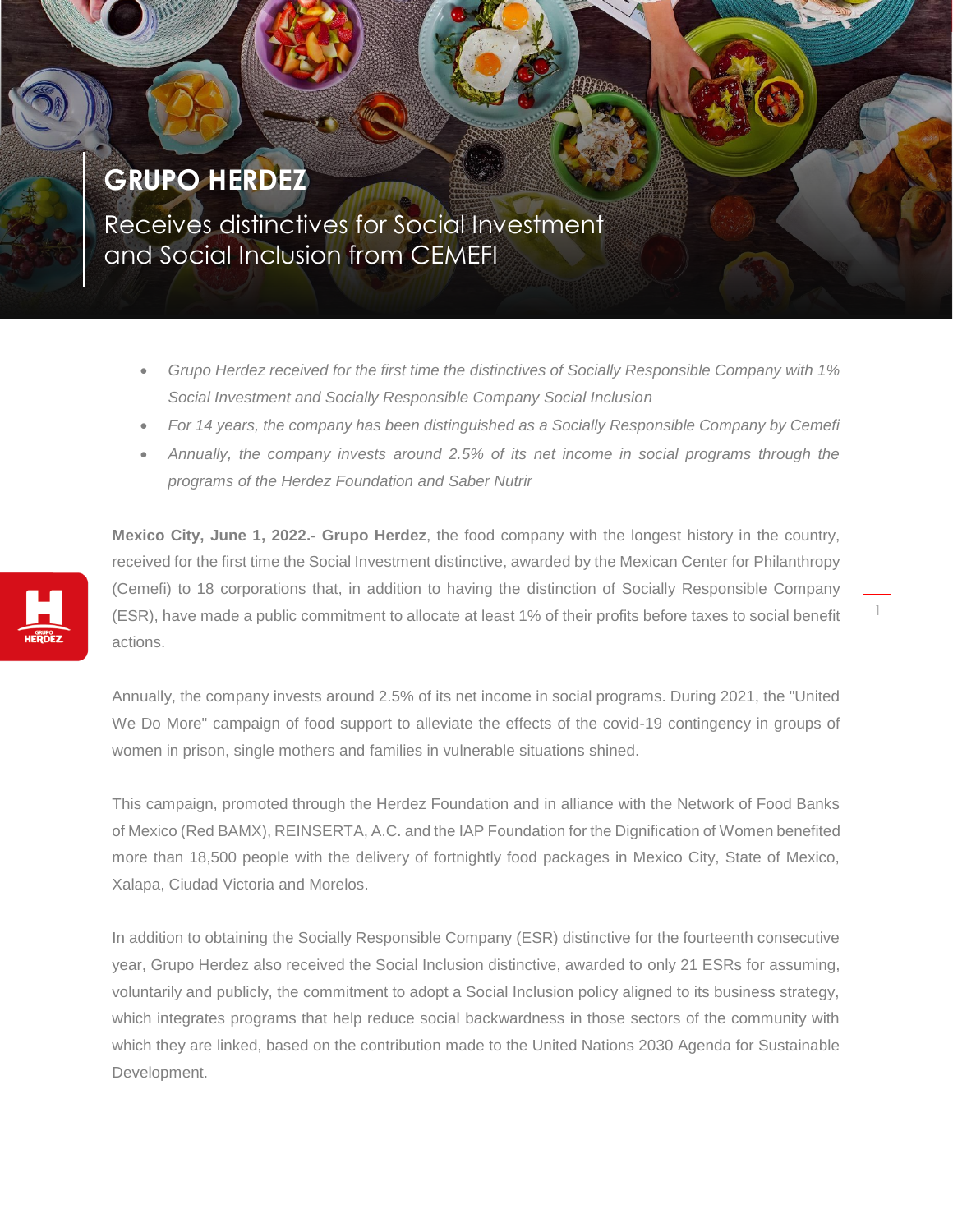# GRUPO HERDEZ

## Receives distinctives for Social Investment and Social Inclusion from CEMEFI

- *Grupo Herdez received for the first time the distinctives of Socially Responsible Company with 1% Social Investment and Socially Responsible Company Social Inclusion*
- *For 14 years, the company has been distinguished as a Socially Responsible Company by Cemefi*
- *Annually, the company invests around 2.5% of its net income in social programs through the programs of the Herdez Foundation and Saber Nutrir*

**Mexico City, June 1, 2022.- Grupo Herdez**, the food company with the longest history in the country, received for the first time the Social Investment distinctive, awarded by the Mexican Center for Philanthropy (Cemefi) to 18 corporations that, in addition to having the distinction of Socially Responsible Company (ESR), have made a public commitment to allocate at least 1% of their profits before taxes to social benefit actions.

Annually, the company invests around 2.5% of its net income in social programs. During 2021, the "United We Do More" campaign of food support to alleviate the effects of the covid-19 contingency in groups of women in prison, single mothers and families in vulnerable situations shined.

This campaign, promoted through the Herdez Foundation and in alliance with the Network of Food Banks of Mexico (Red BAMX), REINSERTA, A.C. and the IAP Foundation for the Dignification of Women benefited more than 18,500 people with the delivery of fortnightly food packages in Mexico City, State of Mexico, Xalapa, Ciudad Victoria and Morelos.

In addition to obtaining the Socially Responsible Company (ESR) distinctive for the fourteenth consecutive year, Grupo Herdez also received the Social Inclusion distinctive, awarded to only 21 ESRs for assuming, voluntarily and publicly, the commitment to adopt a Social Inclusion policy aligned to its business strategy, which integrates programs that help reduce social backwardness in those sectors of the community with which they are linked, based on the contribution made to the United Nations 2030 Agenda for Sustainable Development.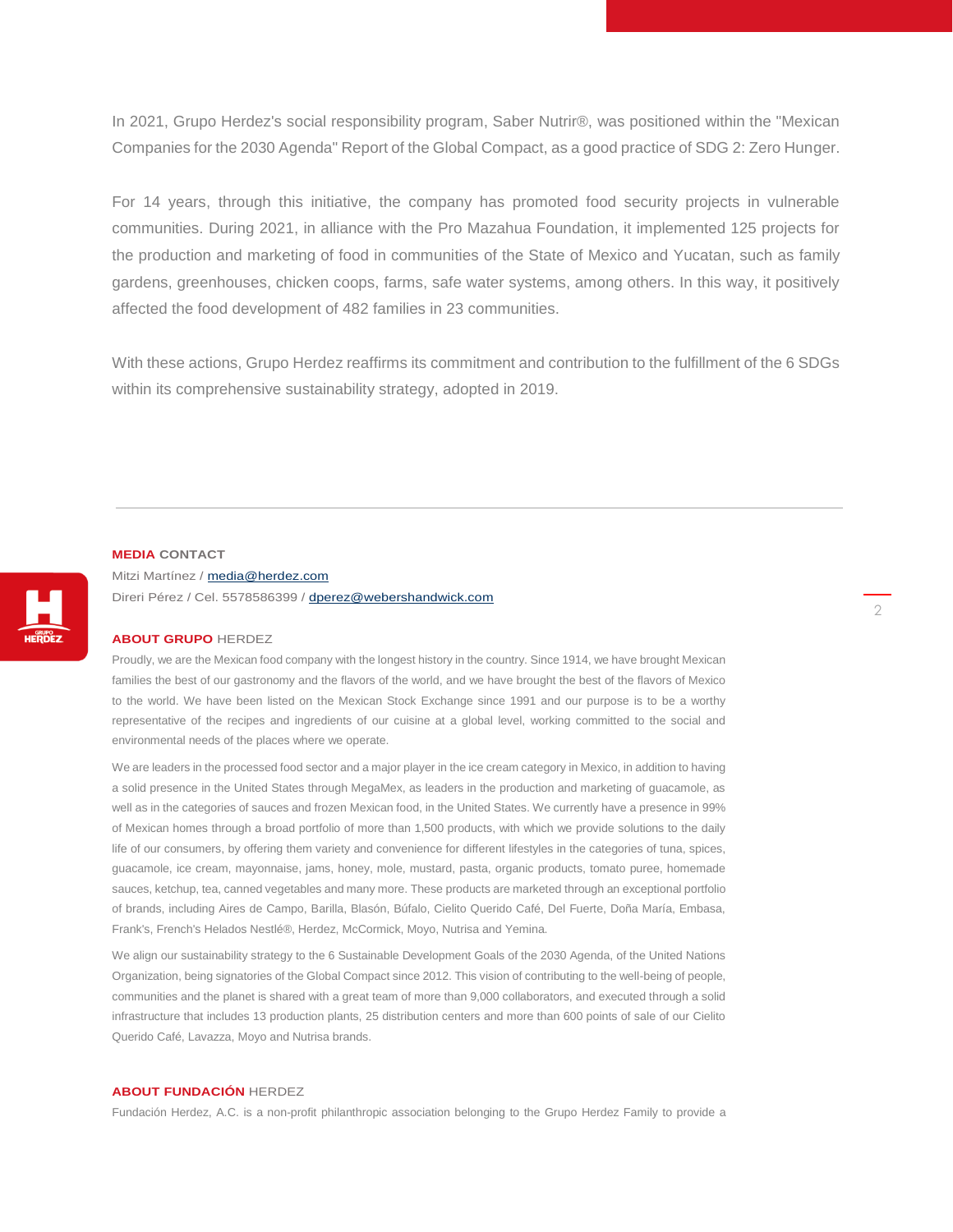In 2021, Grupo Herdez's social responsibility program, Saber Nutrir®, was positioned within the "Mexican Companies for the 2030 Agenda" Report of the Global Compact, as a good practice of SDG 2: Zero Hunger.

For 14 years, through this initiative, the company has promoted food security projects in vulnerable communities. During 2021, in alliance with the Pro Mazahua Foundation, it implemented 125 projects for the production and marketing of food in communities of the State of Mexico and Yucatan, such as family gardens, greenhouses, chicken coops, farms, safe water systems, among others. In this way, it positively affected the food development of 482 families in 23 communities.

With these actions, Grupo Herdez reaffirms its commitment and contribution to the fulfillment of the 6 SDGs within its comprehensive sustainability strategy, adopted in 2019.

---

**MEDIA CONTACT**

Mitzi Martínez / media@herdez.com
Direri Pérez / Cel. 5578586399 / dperez@webershandwick.com

**ABOUT GRUPO HERDEZ**

Proudly, we are the Mexican food company with the longest history in the country. Since 1914, we have brought Mexican families the best of our gastronomy and the flavors of the world, and we have brought the best of the flavors of Mexico to the world. We have been listed on the Mexican Stock Exchange since 1991 and our purpose is to be a worthy representative of the recipes and ingredients of our cuisine at a global level, working committed to the social and environmental needs of the places where we operate.

We are leaders in the processed food sector and a major player in the ice cream category in Mexico, in addition to having a solid presence in the United States through MegaMex, as leaders in the production and marketing of guacamole, as well as in the categories of sauces and frozen Mexican food, in the United States. We currently have a presence in 99% of Mexican homes through a broad portfolio of more than 1,500 products, with which we provide solutions to the daily life of our consumers, by offering them variety and convenience for different lifestyles in the categories of tuna, spices, guacamole, ice cream, mayonnaise, jams, honey, mole, mustard, pasta, organic products, tomato puree, homemade sauces, ketchup, tea, canned vegetables and many more. These products are marketed through an exceptional portfolio of brands, including Aires de Campo, Barilla, Blasón, Búfalo, Cielito Querido Café, Del Fuerte, Doña María, Embasa, Frank's, French's Helados Nestlé®, Herdez, McCormick, Moyo, Nutrisa and Yemina.

We align our sustainability strategy to the 6 Sustainable Development Goals of the 2030 Agenda, of the United Nations Organization, being signatories of the Global Compact since 2012. This vision of contributing to the well-being of people, communities and the planet is shared with a great team of more than 9,000 collaborators, and executed through a solid infrastructure that includes 13 production plants, 25 distribution centers and more than 600 points of sale of our Cielito Querido Café, Lavazza, Moyo and Nutrisa brands.

**ABOUT FUNDACIÓN HERDEZ**

Fundación Herdez, A.C. is a non-profit philanthropic association belonging to the Grupo Herdez Family to provide a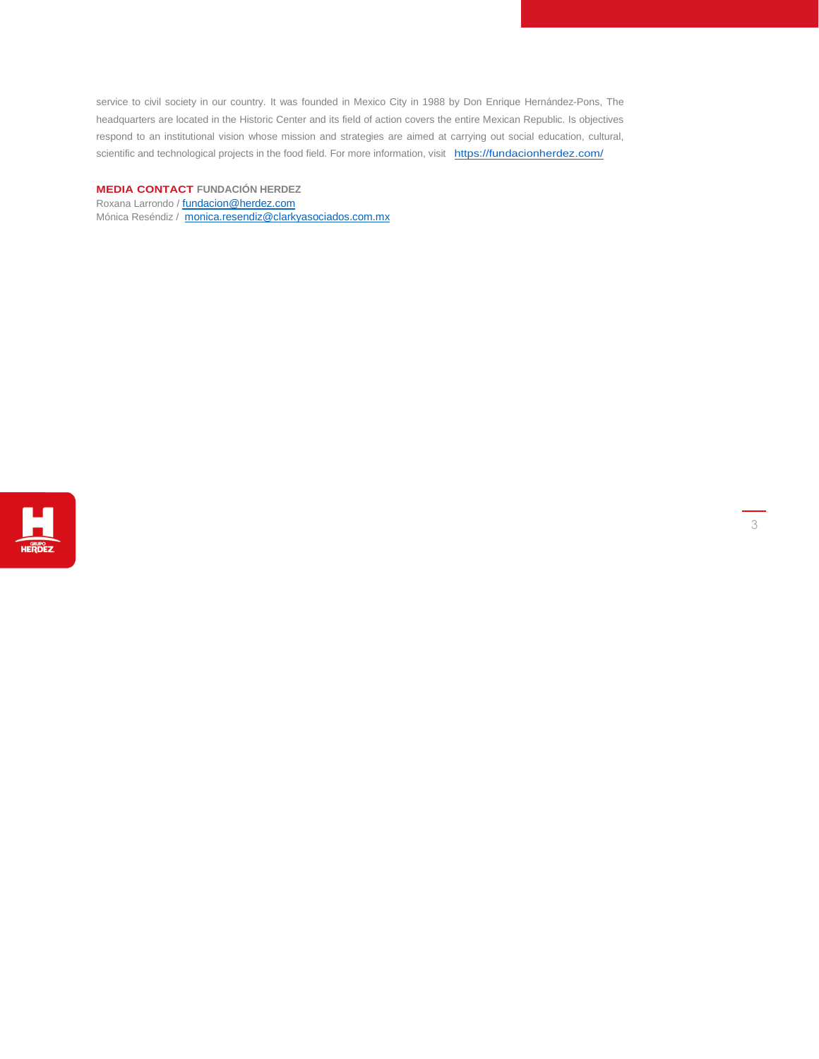service to civil society in our country. It was founded in Mexico City in 1988 by Don Enrique Hernández-Pons, The headquarters are located in the Historic Center and its field of action covers the entire Mexican Republic. Is objectives respond to an institutional vision whose mission and strategies are aimed at carrying out social education, cultural, scientific and technological projects in the food field. For more information, visit https://fundacionherdez.com/

**MEDIA CONTACT FUNDACIÓN HERDEZ**
Roxana Larrondo / fundacion@herdez.com
Mónica Reséndiz / monica.resendiz@clarkyasociados.com.mx